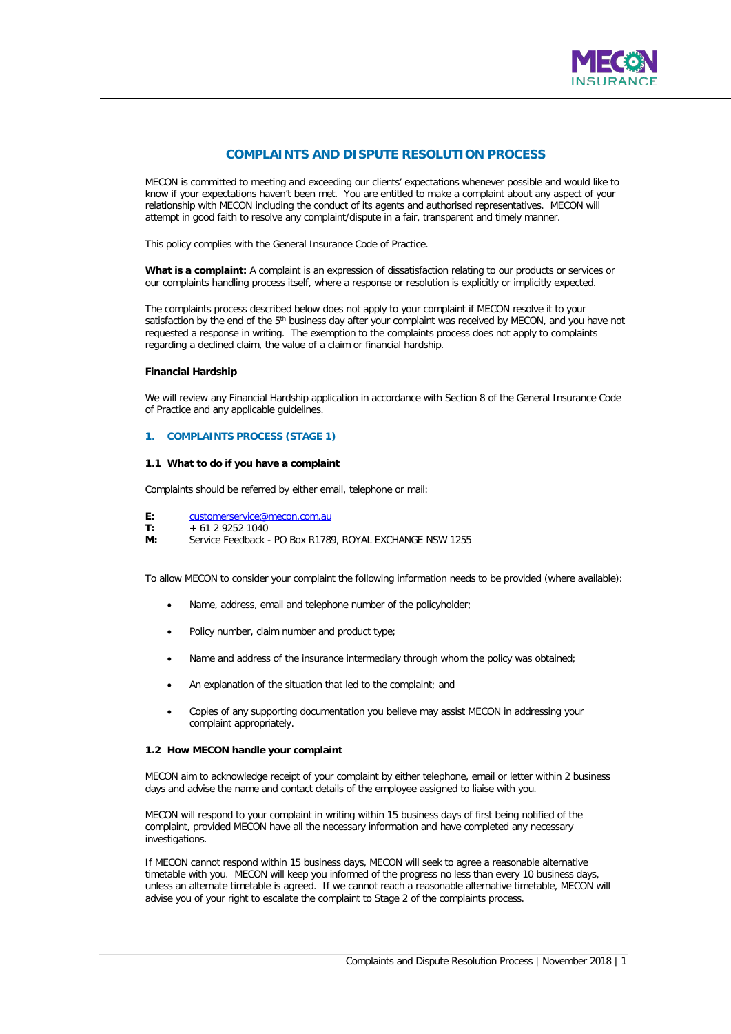# COMPLAINTS AND DISPUTE RESOLUTION PROCESS

MECON is committed to meeting and exceeding our clients' expectations whenever possible and would like to know if your expectations haven't been met. You are entitled to make a complaint about any aspect of your relationship with MECON including the conduct of its agents and authorised representatives. MECON will attempt in good faith to resolve any complaint/dispute in a fair, transparent and timely manner.

This policy complies with the General Insurance Code of Practice.

**What is a complaint:** A complaint is an expression of dissatisfaction relating to our products or services or our complaints handling process itself, where a response or resolution is explicitly or implicitly expected.

The complaints process described below does not apply to your complaint if MECON resolve it to your satisfaction by the end of the 5th business day after your complaint was received by MECON, and you have not requested a response in writing. The exemption to the complaints process does not apply to complaints regarding a declined claim, the value of a claim or financial hardship.

**Financial Hardship**

We will review any Financial Hardship application in accordance with Section 8 of the General Insurance Code of Practice and any applicable guidelines.

## 1. COMPLAINTS PROCESS (STAGE 1)

### 1.1 What to do if you have a complaint

Complaints should be referred by either email, telephone or mail:

**E:** customerservice@mecon.com.au
**T:** + 61 2 9252 1040
**M:** Service Feedback - PO Box R1789, ROYAL EXCHANGE NSW 1255

To allow MECON to consider your complaint the following information needs to be provided (where available):

- Name, address, email and telephone number of the policyholder;
- Policy number, claim number and product type;
- Name and address of the insurance intermediary through whom the policy was obtained;
- An explanation of the situation that led to the complaint; and
- Copies of any supporting documentation you believe may assist MECON in addressing your complaint appropriately.

### 1.2 How MECON handle your complaint

MECON aim to acknowledge receipt of your complaint by either telephone, email or letter within 2 business days and advise the name and contact details of the employee assigned to liaise with you.

MECON will respond to your complaint in writing within 15 business days of first being notified of the complaint, provided MECON have all the necessary information and have completed any necessary investigations.

If MECON cannot respond within 15 business days, MECON will seek to agree a reasonable alternative timetable with you. MECON will keep you informed of the progress no less than every 10 business days, unless an alternate timetable is agreed. If we cannot reach a reasonable alternative timetable, MECON will advise you of your right to escalate the complaint to Stage 2 of the complaints process.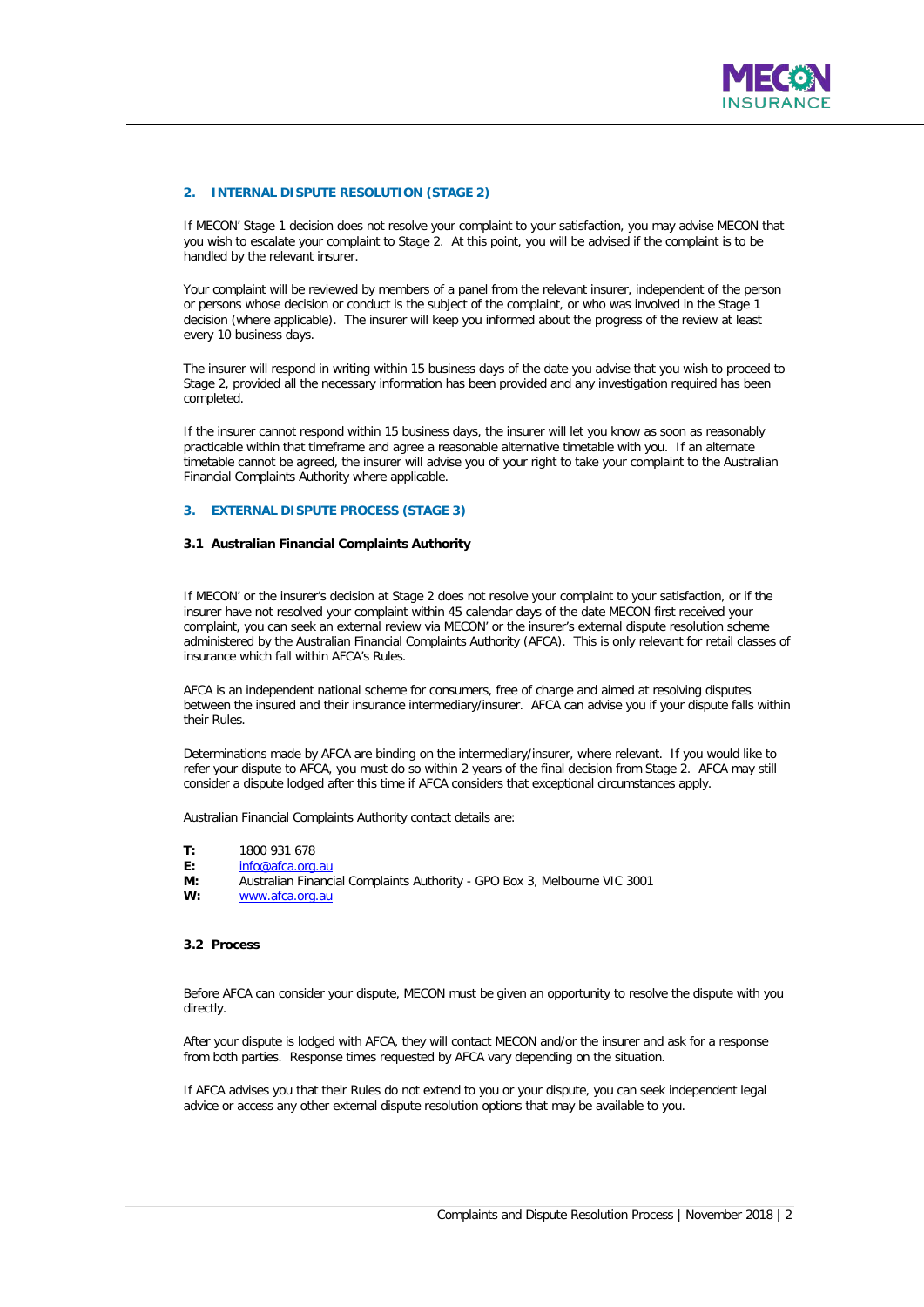## 2. INTERNAL DISPUTE RESOLUTION (STAGE 2)

If MECON' Stage 1 decision does not resolve your complaint to your satisfaction, you may advise MECON that you wish to escalate your complaint to Stage 2. At this point, you will be advised if the complaint is to be handled by the relevant insurer.

Your complaint will be reviewed by members of a panel from the relevant insurer, independent of the person or persons whose decision or conduct is the subject of the complaint, or who was involved in the Stage 1 decision (where applicable). The insurer will keep you informed about the progress of the review at least every 10 business days.

The insurer will respond in writing within 15 business days of the date you advise that you wish to proceed to Stage 2, provided all the necessary information has been provided and any investigation required has been completed.

If the insurer cannot respond within 15 business days, the insurer will let you know as soon as reasonably practicable within that timeframe and agree a reasonable alternative timetable with you. If an alternate timetable cannot be agreed, the insurer will advise you of your right to take your complaint to the Australian Financial Complaints Authority where applicable.

## 3. EXTERNAL DISPUTE PROCESS (STAGE 3)

### 3.1 Australian Financial Complaints Authority

If MECON' or the insurer's decision at Stage 2 does not resolve your complaint to your satisfaction, or if the insurer have not resolved your complaint within 45 calendar days of the date MECON first received your complaint, you can seek an external review via MECON' or the insurer's external dispute resolution scheme administered by the Australian Financial Complaints Authority (AFCA). This is only relevant for retail classes of insurance which fall within AFCA's Rules.

AFCA is an independent national scheme for consumers, free of charge and aimed at resolving disputes between the insured and their insurance intermediary/insurer. AFCA can advise you if your dispute falls within their Rules.

Determinations made by AFCA are binding on the intermediary/insurer, where relevant. If you would like to refer your dispute to AFCA, you must do so within 2 years of the final decision from Stage 2. AFCA may still consider a dispute lodged after this time if AFCA considers that exceptional circumstances apply.

Australian Financial Complaints Authority contact details are:

**T:** 1800 931 678
**E:** info@afca.org.au
**M:** Australian Financial Complaints Authority - GPO Box 3, Melbourne VIC 3001
**W:** www.afca.org.au

### 3.2 Process

Before AFCA can consider your dispute, MECON must be given an opportunity to resolve the dispute with you directly.

After your dispute is lodged with AFCA, they will contact MECON and/or the insurer and ask for a response from both parties. Response times requested by AFCA vary depending on the situation.

If AFCA advises you that their Rules do not extend to you or your dispute, you can seek independent legal advice or access any other external dispute resolution options that may be available to you.